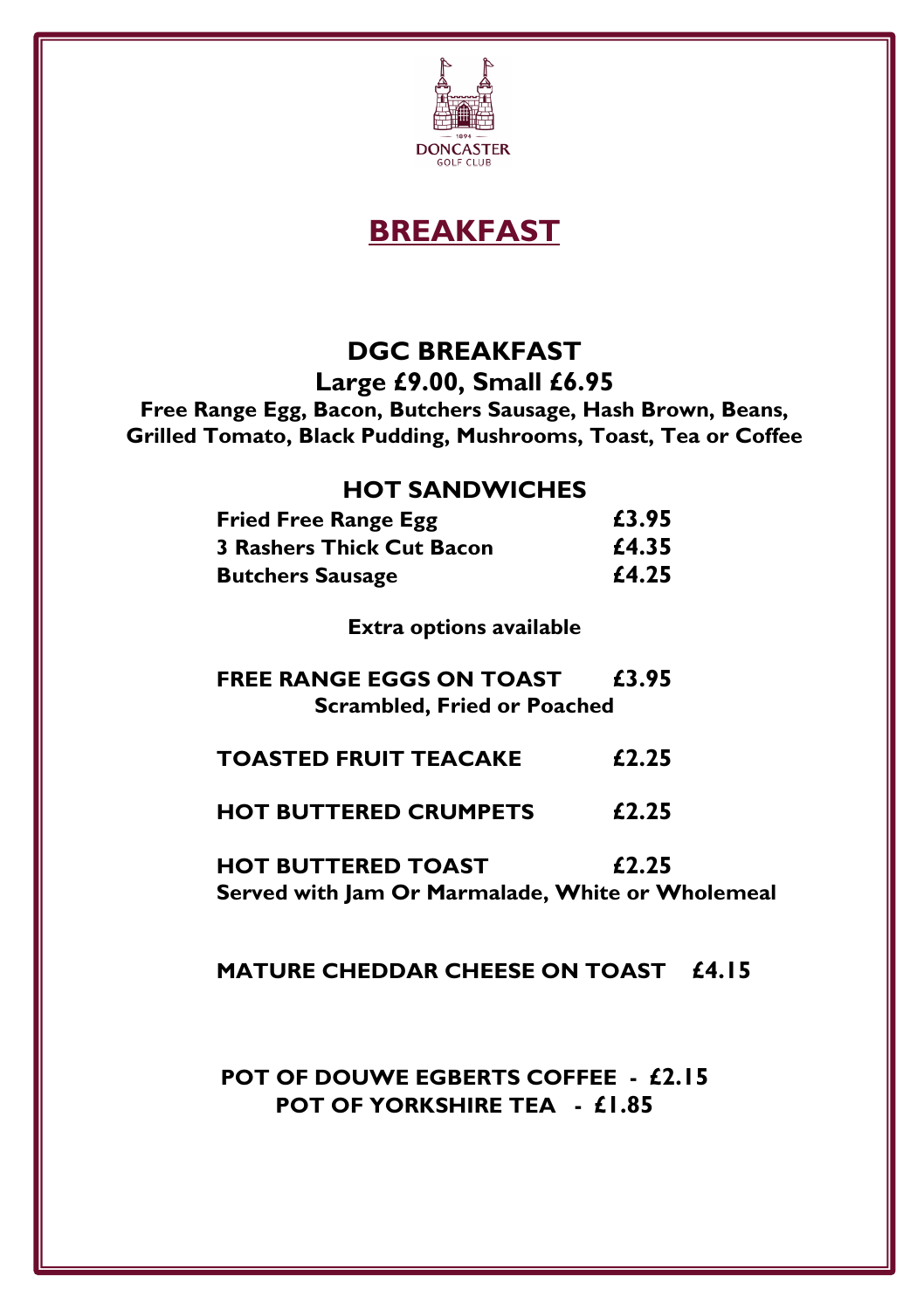1894
DONCASTER
GOLF CLUB

# BREAKFAST

## DGC BREAKFAST

**Large £9.00, Small £6.95**

**Free Range Egg, Bacon, Butchers Sausage, Hash Brown, Beans, Grilled Tomato, Black Pudding, Mushrooms, Toast, Tea or Coffee**

## HOT SANDWICHES

| | |
|---|---|
| **Fried Free Range Egg** | **£3.95** |
| **3 Rashers Thick Cut Bacon** | **£4.35** |
| **Butchers Sausage** | **£4.25** |

**Extra options available**

**FREE RANGE EGGS ON TOAST £3.95**
**Scrambled, Fried or Poached**

**TOASTED FRUIT TEACAKE £2.25**

**HOT BUTTERED CRUMPETS £2.25**

**HOT BUTTERED TOAST £2.25**
**Served with Jam Or Marmalade, White or Wholemeal**

**MATURE CHEDDAR CHEESE ON TOAST £4.15**

**POT OF DOUWE EGBERTS COFFEE - £2.15**
**POT OF YORKSHIRE TEA - £1.85**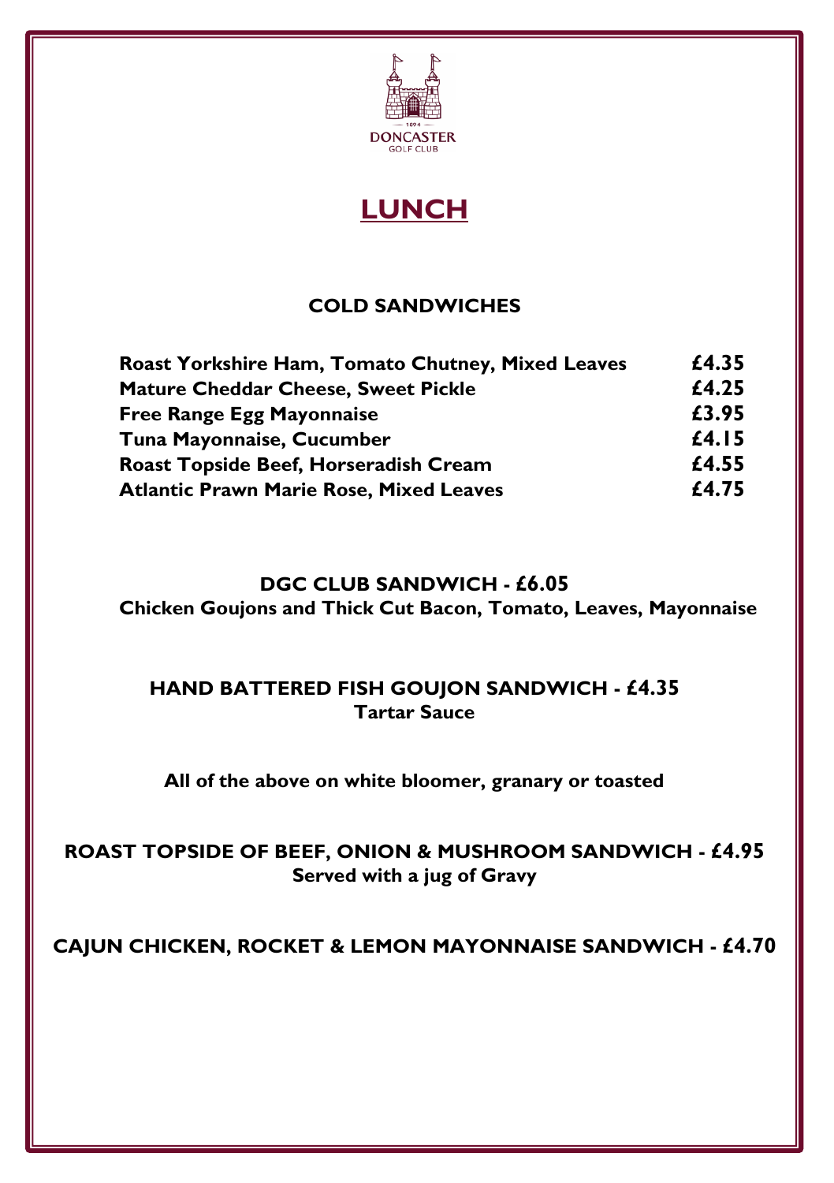# LUNCH

## COLD SANDWICHES

| Item | Price |
| --- | --- |
| **Roast Yorkshire Ham, Tomato Chutney, Mixed Leaves** | **£4.35** |
| **Mature Cheddar Cheese, Sweet Pickle** | **£4.25** |
| **Free Range Egg Mayonnaise** | **£3.95** |
| **Tuna Mayonnaise, Cucumber** | **£4.15** |
| **Roast Topside Beef, Horseradish Cream** | **£4.55** |
| **Atlantic Prawn Marie Rose, Mixed Leaves** | **£4.75** |

**DGC CLUB SANDWICH - £6.05**
**Chicken Goujons and Thick Cut Bacon, Tomato, Leaves, Mayonnaise**

**HAND BATTERED FISH GOUJON SANDWICH - £4.35**
**Tartar Sauce**

**All of the above on white bloomer, granary or toasted**

**ROAST TOPSIDE OF BEEF, ONION & MUSHROOM SANDWICH - £4.95**
**Served with a jug of Gravy**

**CAJUN CHICKEN, ROCKET & LEMON MAYONNAISE SANDWICH - £4.70**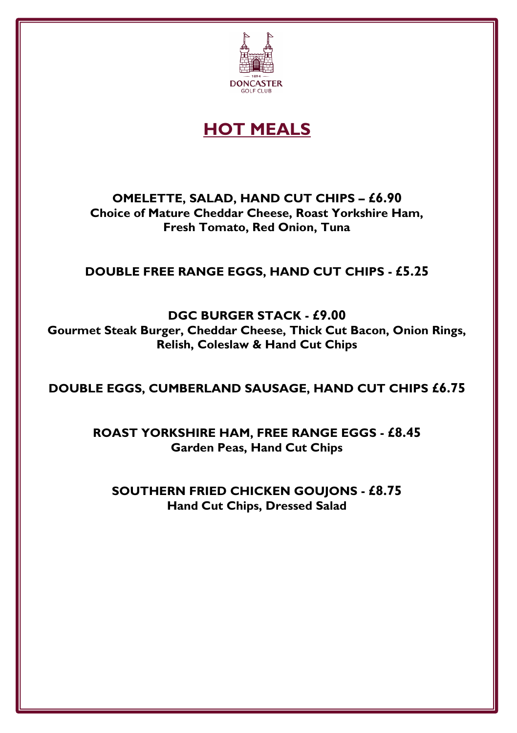DONCASTER GOLF CLUB

# HOT MEALS

**OMELETTE, SALAD, HAND CUT CHIPS – £6.90**
**Choice of Mature Cheddar Cheese, Roast Yorkshire Ham, Fresh Tomato, Red Onion, Tuna**

**DOUBLE FREE RANGE EGGS, HAND CUT CHIPS - £5.25**

**DGC BURGER STACK - £9.00**
**Gourmet Steak Burger, Cheddar Cheese, Thick Cut Bacon, Onion Rings, Relish, Coleslaw & Hand Cut Chips**

**DOUBLE EGGS, CUMBERLAND SAUSAGE, HAND CUT CHIPS £6.75**

**ROAST YORKSHIRE HAM, FREE RANGE EGGS - £8.45**
**Garden Peas, Hand Cut Chips**

**SOUTHERN FRIED CHICKEN GOUJONS - £8.75**
**Hand Cut Chips, Dressed Salad**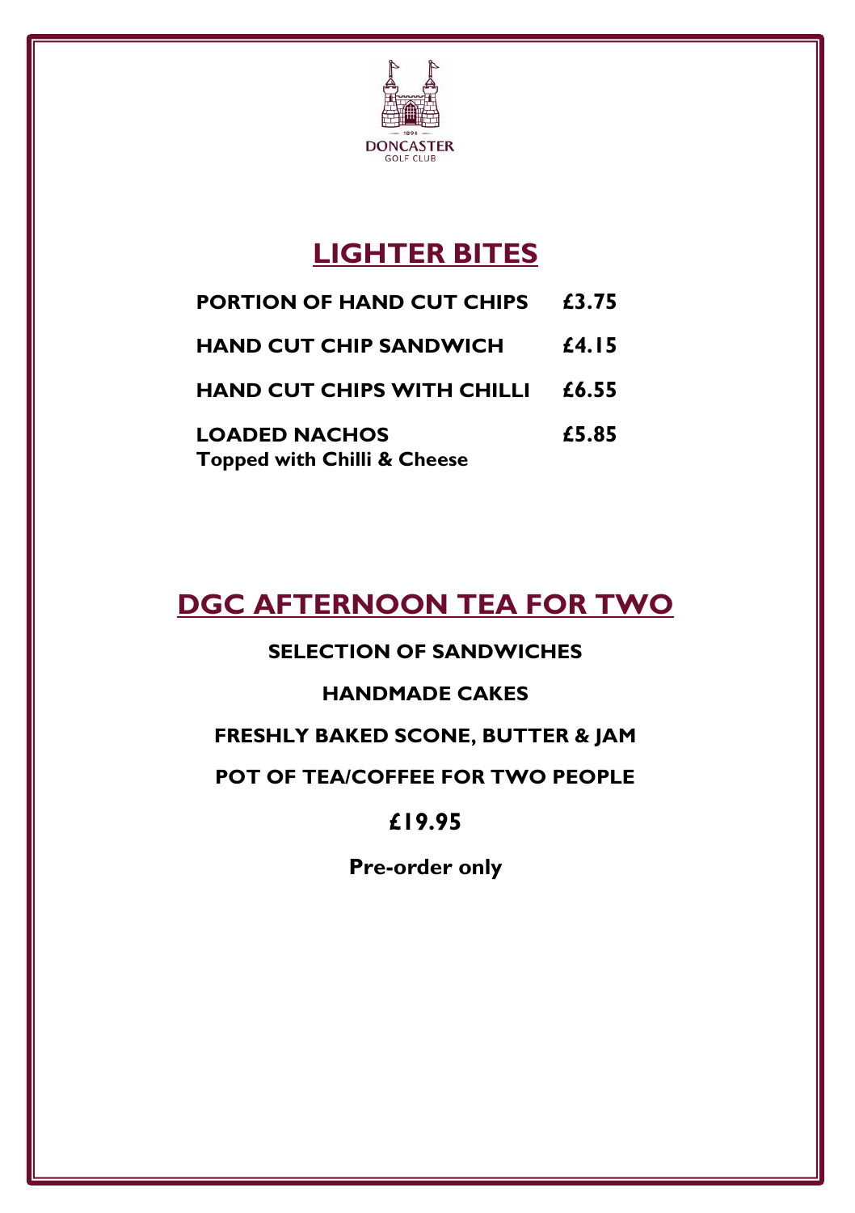1894
DONCASTER
GOLF CLUB

## LIGHTER BITES

| | |
|---|---|
| **PORTION OF HAND CUT CHIPS** | **£3.75** |
| **HAND CUT CHIP SANDWICH** | **£4.15** |
| **HAND CUT CHIPS WITH CHILLI** | **£6.55** |
| **LOADED NACHOS**<br>**Topped with Chilli & Cheese** | **£5.85** |

## DGC AFTERNOON TEA FOR TWO

**SELECTION OF SANDWICHES**

**HANDMADE CAKES**

**FRESHLY BAKED SCONE, BUTTER & JAM**

**POT OF TEA/COFFEE FOR TWO PEOPLE**

**£19.95**

**Pre-order only**